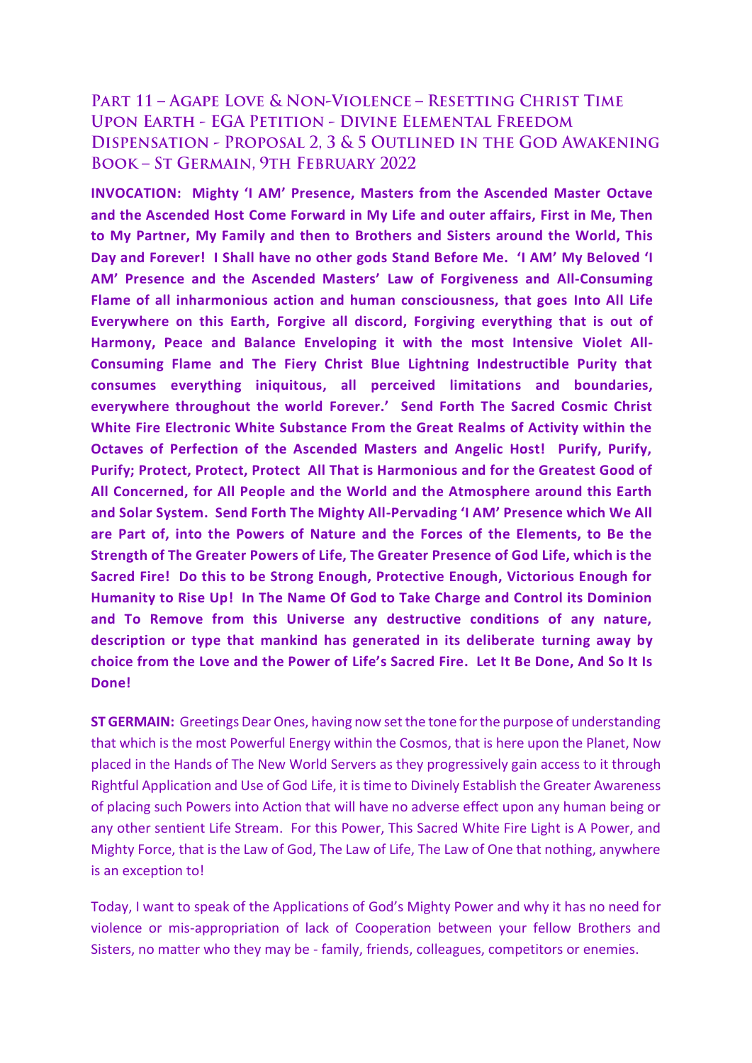# Part 11 – Agape Love & Non-Violence – Resetting Christ Time Upon Earth - EGA Petition - Divine Elemental Freedom Dispensation - Proposal 2, 3 & 5 Outlined in the God Awakening Book – St Germain, 9th February 2022

**INVOCATION: Mighty 'I AM' Presence, Masters from the Ascended Master Octave and the Ascended Host Come Forward in My Life and outer affairs, First in Me, Then to My Partner, My Family and then to Brothers and Sisters around the World, This Day and Forever! I Shall have no other gods Stand Before Me. 'I AM' My Beloved 'I AM' Presence and the Ascended Masters' Law of Forgiveness and All-Consuming Flame of all inharmonious action and human consciousness, that goes Into All Life Everywhere on this Earth, Forgive all discord, Forgiving everything that is out of Harmony, Peace and Balance Enveloping it with the most Intensive Violet All-Consuming Flame and The Fiery Christ Blue Lightning Indestructible Purity that consumes everything iniquitous, all perceived limitations and boundaries, everywhere throughout the world Forever.' Send Forth The Sacred Cosmic Christ White Fire Electronic White Substance From the Great Realms of Activity within the Octaves of Perfection of the Ascended Masters and Angelic Host! Purify, Purify, Purify; Protect, Protect, Protect All That is Harmonious and for the Greatest Good of All Concerned, for All People and the World and the Atmosphere around this Earth and Solar System. Send Forth The Mighty All-Pervading 'I AM' Presence which We All are Part of, into the Powers of Nature and the Forces of the Elements, to Be the Strength of The Greater Powers of Life, The Greater Presence of God Life, which is the Sacred Fire! Do this to be Strong Enough, Protective Enough, Victorious Enough for Humanity to Rise Up! In The Name Of God to Take Charge and Control its Dominion and To Remove from this Universe any destructive conditions of any nature, description or type that mankind has generated in its deliberate turning away by choice from the Love and the Power of Life's Sacred Fire. Let It Be Done, And So It Is Done!**

**ST GERMAIN:** Greetings Dear Ones, having now set the tone for the purpose of understanding that which is the most Powerful Energy within the Cosmos, that is here upon the Planet, Now placed in the Hands of The New World Servers as they progressively gain access to it through Rightful Application and Use of God Life, it is time to Divinely Establish the Greater Awareness of placing such Powers into Action that will have no adverse effect upon any human being or any other sentient Life Stream. For this Power, This Sacred White Fire Light is A Power, and Mighty Force, that is the Law of God, The Law of Life, The Law of One that nothing, anywhere is an exception to!

Today, I want to speak of the Applications of God's Mighty Power and why it has no need for violence or mis-appropriation of lack of Cooperation between your fellow Brothers and Sisters, no matter who they may be - family, friends, colleagues, competitors or enemies.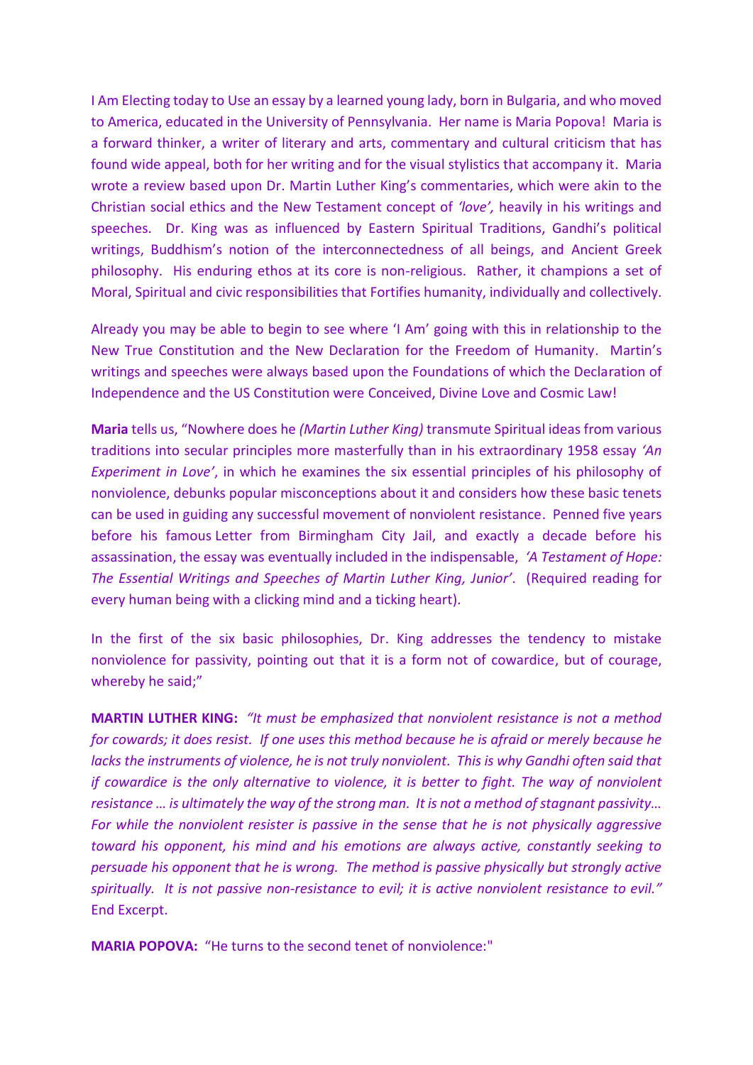I Am Electing today to Use an essay by a learned young lady, born in Bulgaria, and who moved to America, educated in the University of Pennsylvania. Her name is Maria Popova! Maria is a forward thinker, a writer of literary and arts, commentary and cultural criticism that has found wide appeal, both for her writing and for the visual stylistics that accompany it. Maria wrote a review based upon Dr. Martin Luther King's commentaries, which were akin to the Christian social ethics and the New Testament concept of *'love',* heavily in his writings and speeches. Dr. King was as influenced by Eastern Spiritual Traditions, Gandhi's political writings, Buddhism's notion of the interconnectedness of all beings, and Ancient Greek philosophy. His enduring ethos at its core is non-religious. Rather, it champions a set of Moral, Spiritual and civic responsibilities that Fortifies humanity, individually and collectively.

Already you may be able to begin to see where 'I Am' going with this in relationship to the New True Constitution and the New Declaration for the Freedom of Humanity. Martin's writings and speeches were always based upon the Foundations of which the Declaration of Independence and the US Constitution were Conceived, Divine Love and Cosmic Law!

**Maria** tells us, "Nowhere does he *(Martin Luther King)* transmute Spiritual ideas from various traditions into secular principles more masterfully than in his extraordinary 1958 essay *'An Experiment in Love'*, in which he examines the six essential principles of his philosophy of nonviolence, debunks popular misconceptions about it and considers how these basic tenets can be used in guiding any successful movement of nonviolent resistance. Penned five years before his famous Letter from Birmingham City Jail, and exactly a decade before his assassination, the essay was eventually included in the indispensable, *'A Testament of Hope: The Essential Writings and Speeches of Martin Luther King, Junior'*. (Required reading for every human being with a clicking mind and a ticking heart).

In the first of the six basic philosophies, Dr. King addresses the tendency to mistake nonviolence for passivity, pointing out that it is a form not of cowardice, but of courage, whereby he said;"

**MARTIN LUTHER KING:** *"It must be emphasized that nonviolent resistance is not a method for cowards; it does resist. If one uses this method because he is afraid or merely because he lacks the instruments of violence, he is not truly nonviolent. This is why Gandhi often said that if cowardice is the only alternative to violence, it is better to fight. The way of nonviolent resistance … is ultimately the way of the strong man. It is not a method of stagnant passivity… For while the nonviolent resister is passive in the sense that he is not physically aggressive toward his opponent, his mind and his emotions are always active, constantly seeking to persuade his opponent that he is wrong. The method is passive physically but strongly active spiritually. It is not passive non-resistance to evil; it is active nonviolent resistance to evil."* End Excerpt.

**MARIA POPOVA:** "He turns to the second tenet of nonviolence:"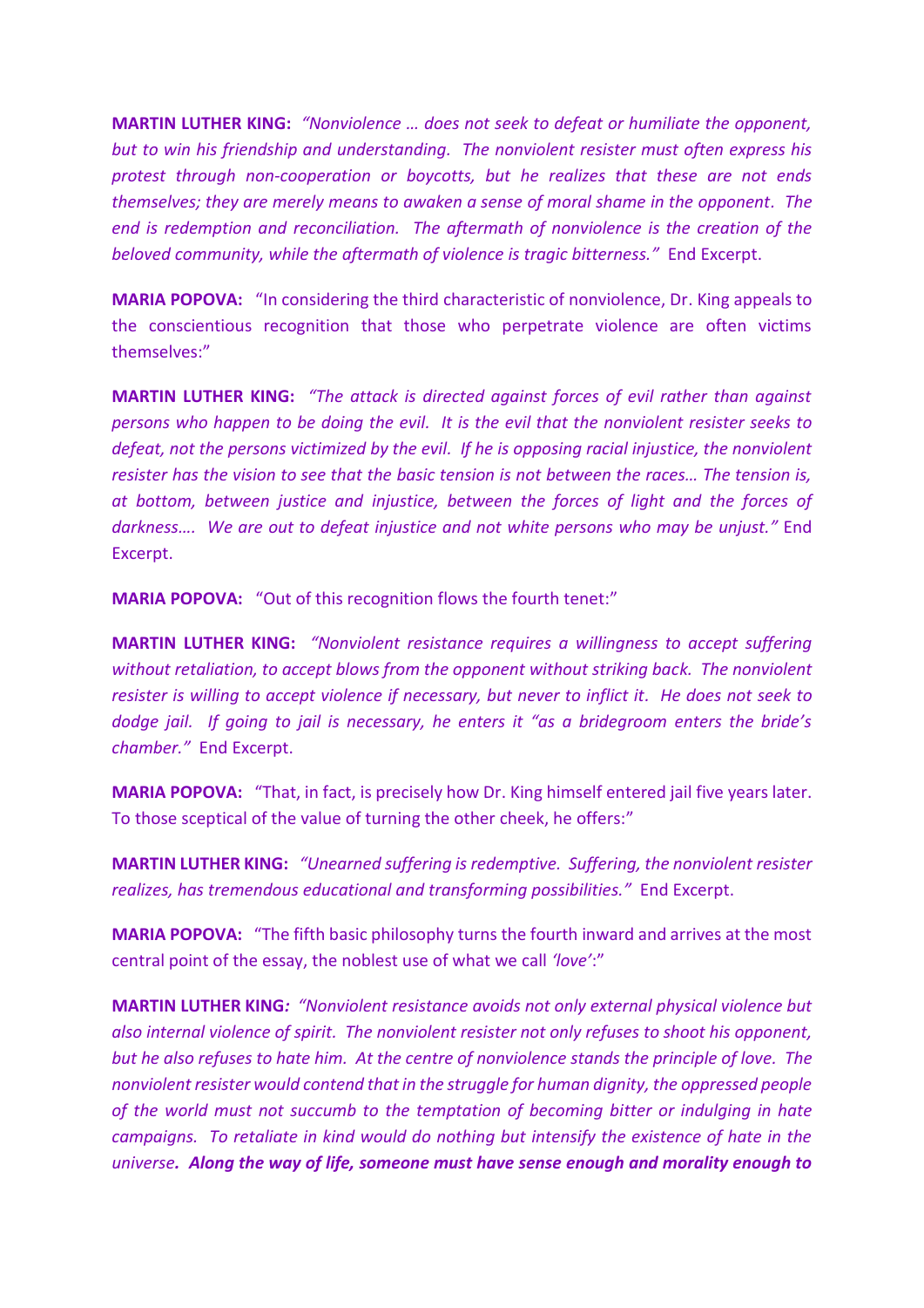**MARTIN LUTHER KING:** *"Nonviolence … does not seek to defeat or humiliate the opponent, but to win his friendship and understanding. The nonviolent resister must often express his protest through non-cooperation or boycotts, but he realizes that these are not ends themselves; they are merely means to awaken a sense of moral shame in the opponent. The end is redemption and reconciliation. The aftermath of nonviolence is the creation of the beloved community, while the aftermath of violence is tragic bitterness."* End Excerpt.

**MARIA POPOVA:** "In considering the third characteristic of nonviolence, Dr. King appeals to the conscientious recognition that those who perpetrate violence are often victims themselves:"

**MARTIN LUTHER KING:** *"The attack is directed against forces of evil rather than against persons who happen to be doing the evil. It is the evil that the nonviolent resister seeks to defeat, not the persons victimized by the evil. If he is opposing racial injustice, the nonviolent resister has the vision to see that the basic tension is not between the races… The tension is, at bottom, between justice and injustice, between the forces of light and the forces of darkness…. We are out to defeat injustice and not white persons who may be unjust."* End Excerpt.

**MARIA POPOVA:** "Out of this recognition flows the fourth tenet:"

**MARTIN LUTHER KING:** *"Nonviolent resistance requires a willingness to accept suffering without retaliation, to accept blows from the opponent without striking back. The nonviolent resister is willing to accept violence if necessary, but never to inflict it. He does not seek to dodge jail. If going to jail is necessary, he enters it "as a bridegroom enters the bride's chamber."* End Excerpt.

**MARIA POPOVA:** "That, in fact, is precisely how Dr. King himself entered jail five years later. To those sceptical of the value of turning the other cheek, he offers:"

**MARTIN LUTHER KING:** *"Unearned suffering is redemptive. Suffering, the nonviolent resister realizes, has tremendous educational and transforming possibilities."* End Excerpt.

**MARIA POPOVA:** "The fifth basic philosophy turns the fourth inward and arrives at the most central point of the essay, the noblest use of what we call *'love'*:"

**MARTIN LUTHER KING***:* *"Nonviolent resistance avoids not only external physical violence but also internal violence of spirit. The nonviolent resister not only refuses to shoot his opponent, but he also refuses to hate him. At the centre of nonviolence stands the principle of love. The nonviolent resister would contend that in the struggle for human dignity, the oppressed people of the world must not succumb to the temptation of becoming bitter or indulging in hate campaigns. To retaliate in kind would do nothing but intensify the existence of hate in the universe**. Along the way of life, someone must have sense enough and morality enough to***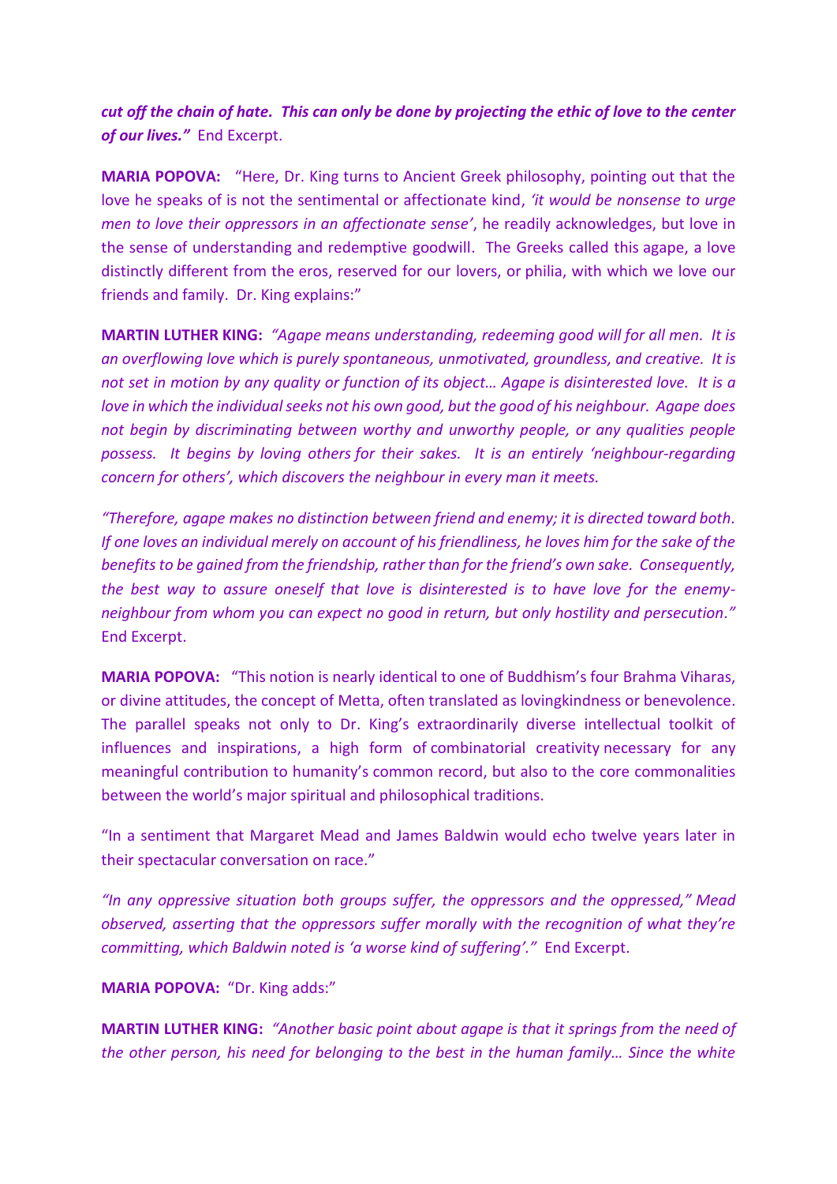***cut off the chain of hate. This can only be done by projecting the ethic of love to the center of our lives."*** End Excerpt.

**MARIA POPOVA:** "Here, Dr. King turns to Ancient Greek philosophy, pointing out that the love he speaks of is not the sentimental or affectionate kind, *'it would be nonsense to urge men to love their oppressors in an affectionate sense'*, he readily acknowledges, but love in the sense of understanding and redemptive goodwill. The Greeks called this agape, a love distinctly different from the eros, reserved for our lovers, or philia, with which we love our friends and family. Dr. King explains:"

**MARTIN LUTHER KING:** *"Agape means understanding, redeeming good will for all men. It is an overflowing love which is purely spontaneous, unmotivated, groundless, and creative. It is not set in motion by any quality or function of its object… Agape is disinterested love. It is a love in which the individual seeks not his own good, but the good of his neighbour. Agape does not begin by discriminating between worthy and unworthy people, or any qualities people possess. It begins by loving others for their sakes. It is an entirely 'neighbour-regarding concern for others', which discovers the neighbour in every man it meets.*

*"Therefore, agape makes no distinction between friend and enemy; it is directed toward both. If one loves an individual merely on account of his friendliness, he loves him for the sake of the benefits to be gained from the friendship, rather than for the friend's own sake. Consequently, the best way to assure oneself that love is disinterested is to have love for the enemy-neighbour from whom you can expect no good in return, but only hostility and persecution."* End Excerpt.

**MARIA POPOVA:** "This notion is nearly identical to one of Buddhism's four Brahma Viharas, or divine attitudes, the concept of Metta, often translated as lovingkindness or benevolence. The parallel speaks not only to Dr. King's extraordinarily diverse intellectual toolkit of influences and inspirations, a high form of combinatorial creativity necessary for any meaningful contribution to humanity's common record, but also to the core commonalities between the world's major spiritual and philosophical traditions.

"In a sentiment that Margaret Mead and James Baldwin would echo twelve years later in their spectacular conversation on race."

*"In any oppressive situation both groups suffer, the oppressors and the oppressed," Mead observed, asserting that the oppressors suffer morally with the recognition of what they're committing, which Baldwin noted is 'a worse kind of suffering'."* End Excerpt.

**MARIA POPOVA:** "Dr. King adds:"

**MARTIN LUTHER KING:** *"Another basic point about agape is that it springs from the need of the other person, his need for belonging to the best in the human family… Since the white*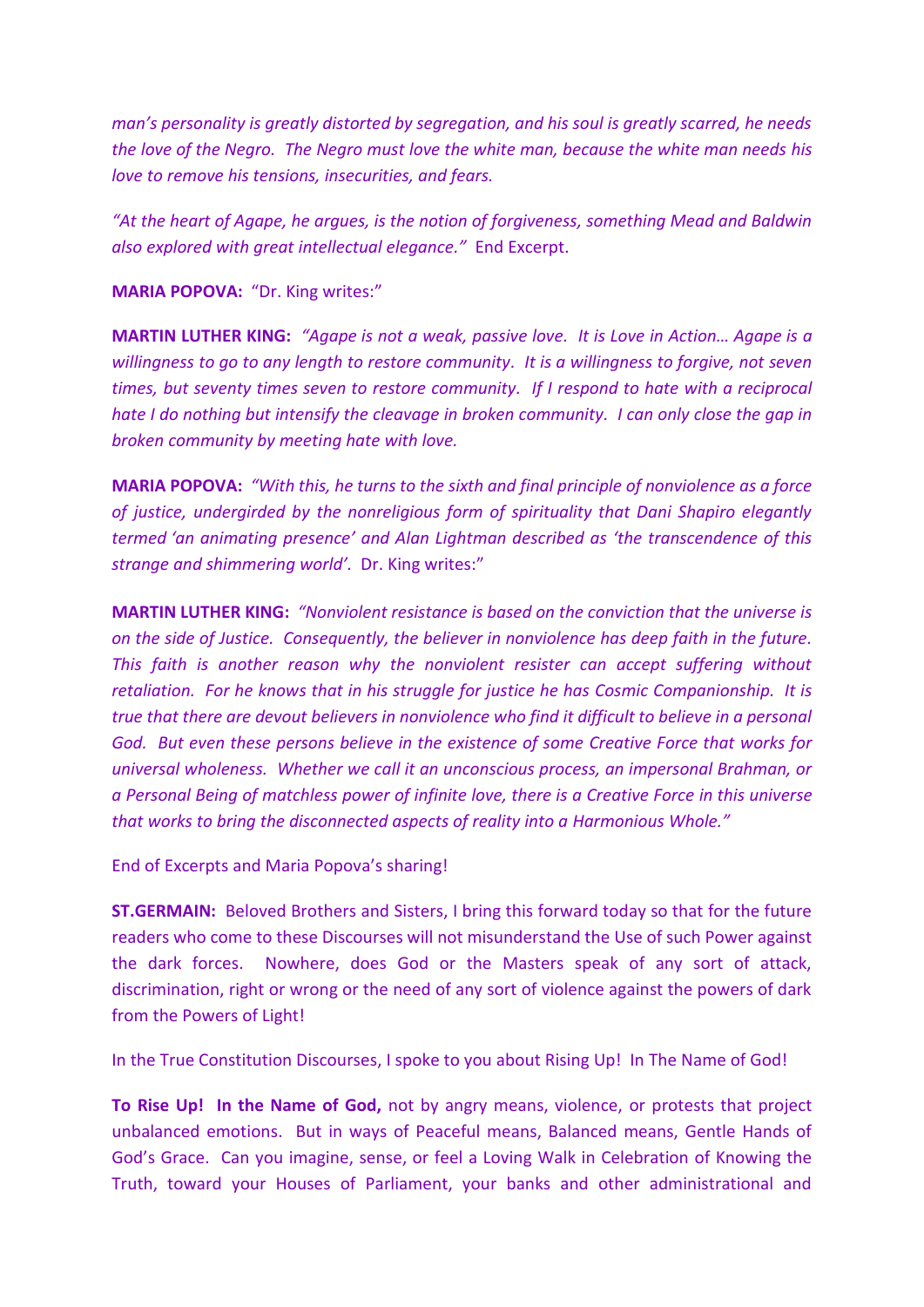*man's personality is greatly distorted by segregation, and his soul is greatly scarred, he needs the love of the Negro. The Negro must love the white man, because the white man needs his love to remove his tensions, insecurities, and fears.*

*"At the heart of Agape, he argues, is the notion of forgiveness, something Mead and Baldwin also explored with great intellectual elegance."* End Excerpt.

**MARIA POPOVA:** "Dr. King writes:"

**MARTIN LUTHER KING:** *"Agape is not a weak, passive love. It is Love in Action… Agape is a willingness to go to any length to restore community. It is a willingness to forgive, not seven times, but seventy times seven to restore community. If I respond to hate with a reciprocal hate I do nothing but intensify the cleavage in broken community. I can only close the gap in broken community by meeting hate with love.*

**MARIA POPOVA:** *"With this, he turns to the sixth and final principle of nonviolence as a force of justice, undergirded by the nonreligious form of spirituality that Dani Shapiro elegantly termed 'an animating presence' and Alan Lightman described as 'the transcendence of this strange and shimmering world'.* Dr. King writes:"

**MARTIN LUTHER KING:** *"Nonviolent resistance is based on the conviction that the universe is on the side of Justice. Consequently, the believer in nonviolence has deep faith in the future. This faith is another reason why the nonviolent resister can accept suffering without retaliation. For he knows that in his struggle for justice he has Cosmic Companionship. It is true that there are devout believers in nonviolence who find it difficult to believe in a personal God. But even these persons believe in the existence of some Creative Force that works for universal wholeness. Whether we call it an unconscious process, an impersonal Brahman, or a Personal Being of matchless power of infinite love, there is a Creative Force in this universe that works to bring the disconnected aspects of reality into a Harmonious Whole."*

End of Excerpts and Maria Popova's sharing!

**ST.GERMAIN:** Beloved Brothers and Sisters, I bring this forward today so that for the future readers who come to these Discourses will not misunderstand the Use of such Power against the dark forces. Nowhere, does God or the Masters speak of any sort of attack, discrimination, right or wrong or the need of any sort of violence against the powers of dark from the Powers of Light!

In the True Constitution Discourses, I spoke to you about Rising Up! In The Name of God!

**To Rise Up! In the Name of God,** not by angry means, violence, or protests that project unbalanced emotions. But in ways of Peaceful means, Balanced means, Gentle Hands of God's Grace. Can you imagine, sense, or feel a Loving Walk in Celebration of Knowing the Truth, toward your Houses of Parliament, your banks and other administrational and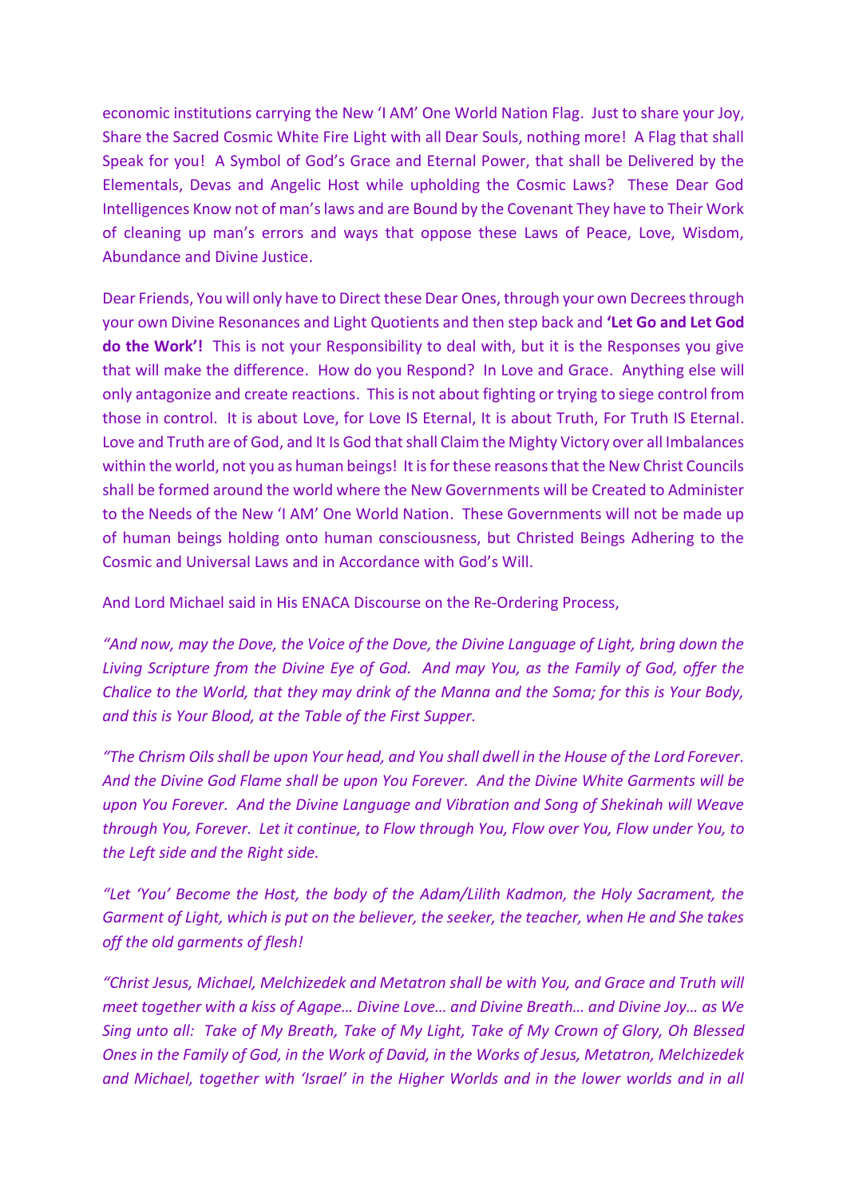economic institutions carrying the New 'I AM' One World Nation Flag. Just to share your Joy, Share the Sacred Cosmic White Fire Light with all Dear Souls, nothing more! A Flag that shall Speak for you! A Symbol of God's Grace and Eternal Power, that shall be Delivered by the Elementals, Devas and Angelic Host while upholding the Cosmic Laws? These Dear God Intelligences Know not of man's laws and are Bound by the Covenant They have to Their Work of cleaning up man's errors and ways that oppose these Laws of Peace, Love, Wisdom, Abundance and Divine Justice.

Dear Friends, You will only have to Direct these Dear Ones, through your own Decrees through your own Divine Resonances and Light Quotients and then step back and **'Let Go and Let God do the Work'!** This is not your Responsibility to deal with, but it is the Responses you give that will make the difference. How do you Respond? In Love and Grace. Anything else will only antagonize and create reactions. This is not about fighting or trying to siege control from those in control. It is about Love, for Love IS Eternal, It is about Truth, For Truth IS Eternal. Love and Truth are of God, and It Is God that shall Claim the Mighty Victory over all Imbalances within the world, not you as human beings! It is for these reasons that the New Christ Councils shall be formed around the world where the New Governments will be Created to Administer to the Needs of the New 'I AM' One World Nation. These Governments will not be made up of human beings holding onto human consciousness, but Christed Beings Adhering to the Cosmic and Universal Laws and in Accordance with God's Will.

And Lord Michael said in His ENACA Discourse on the Re-Ordering Process,

*"And now, may the Dove, the Voice of the Dove, the Divine Language of Light, bring down the Living Scripture from the Divine Eye of God. And may You, as the Family of God, offer the Chalice to the World, that they may drink of the Manna and the Soma; for this is Your Body, and this is Your Blood, at the Table of the First Supper.*

*"The Chrism Oils shall be upon Your head, and You shall dwell in the House of the Lord Forever. And the Divine God Flame shall be upon You Forever. And the Divine White Garments will be upon You Forever. And the Divine Language and Vibration and Song of Shekinah will Weave through You, Forever. Let it continue, to Flow through You, Flow over You, Flow under You, to the Left side and the Right side.*

*"Let 'You' Become the Host, the body of the Adam/Lilith Kadmon, the Holy Sacrament, the Garment of Light, which is put on the believer, the seeker, the teacher, when He and She takes off the old garments of flesh!*

*"Christ Jesus, Michael, Melchizedek and Metatron shall be with You, and Grace and Truth will meet together with a kiss of Agape… Divine Love… and Divine Breath… and Divine Joy… as We Sing unto all: Take of My Breath, Take of My Light, Take of My Crown of Glory, Oh Blessed Ones in the Family of God, in the Work of David, in the Works of Jesus, Metatron, Melchizedek and Michael, together with 'Israel' in the Higher Worlds and in the lower worlds and in all*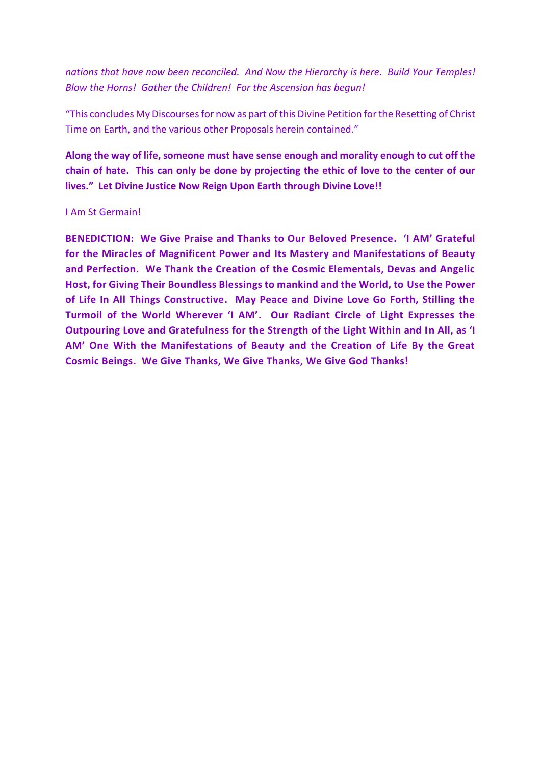*nations that have now been reconciled. And Now the Hierarchy is here. Build Your Temples! Blow the Horns! Gather the Children! For the Ascension has begun!*

"This concludes My Discourses for now as part of this Divine Petition for the Resetting of Christ Time on Earth, and the various other Proposals herein contained."

**Along the way of life, someone must have sense enough and morality enough to cut off the chain of hate. This can only be done by projecting the ethic of love to the center of our lives." Let Divine Justice Now Reign Upon Earth through Divine Love!!**

I Am St Germain!

**BENEDICTION: We Give Praise and Thanks to Our Beloved Presence. 'I AM' Grateful for the Miracles of Magnificent Power and Its Mastery and Manifestations of Beauty and Perfection. We Thank the Creation of the Cosmic Elementals, Devas and Angelic Host, for Giving Their Boundless Blessings to mankind and the World, to Use the Power of Life In All Things Constructive. May Peace and Divine Love Go Forth, Stilling the Turmoil of the World Wherever 'I AM'. Our Radiant Circle of Light Expresses the Outpouring Love and Gratefulness for the Strength of the Light Within and In All, as 'I AM' One With the Manifestations of Beauty and the Creation of Life By the Great Cosmic Beings. We Give Thanks, We Give Thanks, We Give God Thanks!**